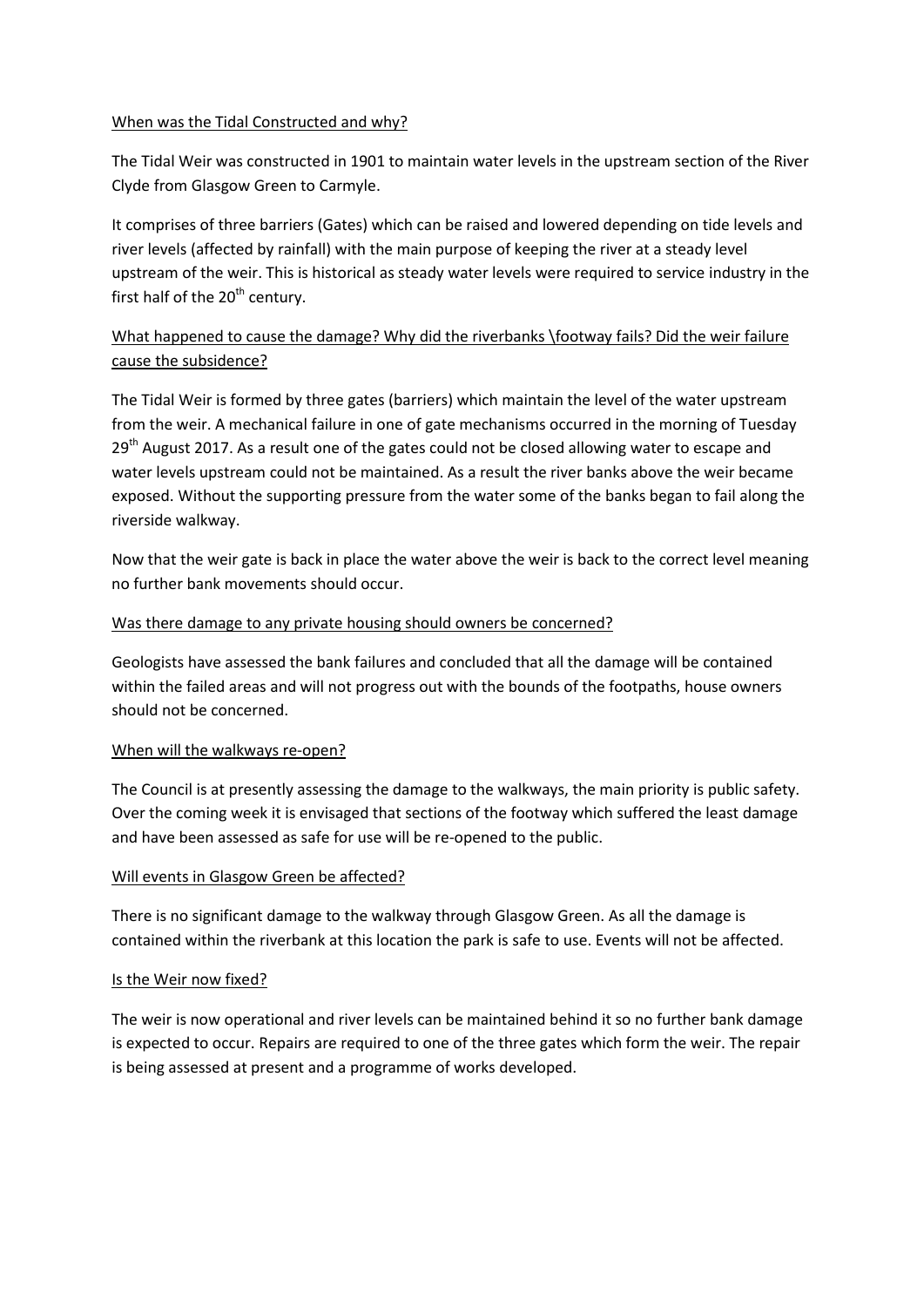<u>When was the Tidal Constructed and why?</u>

The Tidal Weir was constructed in 1901 to maintain water levels in the upstream section of the River Clyde from Glasgow Green to Carmyle.

It comprises of three barriers (Gates) which can be raised and lowered depending on tide levels and river levels (affected by rainfall) with the main purpose of keeping the river at a steady level upstream of the weir. This is historical as steady water levels were required to service industry in the first half of the 20th century.

<u>What happened to cause the damage? Why did the riverbanks \footway fails? Did the weir failure cause the subsidence?</u>

The Tidal Weir is formed by three gates (barriers) which maintain the level of the water upstream from the weir. A mechanical failure in one of gate mechanisms occurred in the morning of Tuesday 29th August 2017. As a result one of the gates could not be closed allowing water to escape and water levels upstream could not be maintained. As a result the river banks above the weir became exposed. Without the supporting pressure from the water some of the banks began to fail along the riverside walkway.

Now that the weir gate is back in place the water above the weir is back to the correct level meaning no further bank movements should occur.

<u>Was there damage to any private housing should owners be concerned?</u>

Geologists have assessed the bank failures and concluded that all the damage will be contained within the failed areas and will not progress out with the bounds of the footpaths, house owners should not be concerned.

<u>When will the walkways re-open?</u>

The Council is at presently assessing the damage to the walkways, the main priority is public safety. Over the coming week it is envisaged that sections of the footway which suffered the least damage and have been assessed as safe for use will be re-opened to the public.

<u>Will events in Glasgow Green be affected?</u>

There is no significant damage to the walkway through Glasgow Green. As all the damage is contained within the riverbank at this location the park is safe to use. Events will not be affected.

<u>Is the Weir now fixed?</u>

The weir is now operational and river levels can be maintained behind it so no further bank damage is expected to occur. Repairs are required to one of the three gates which form the weir. The repair is being assessed at present and a programme of works developed.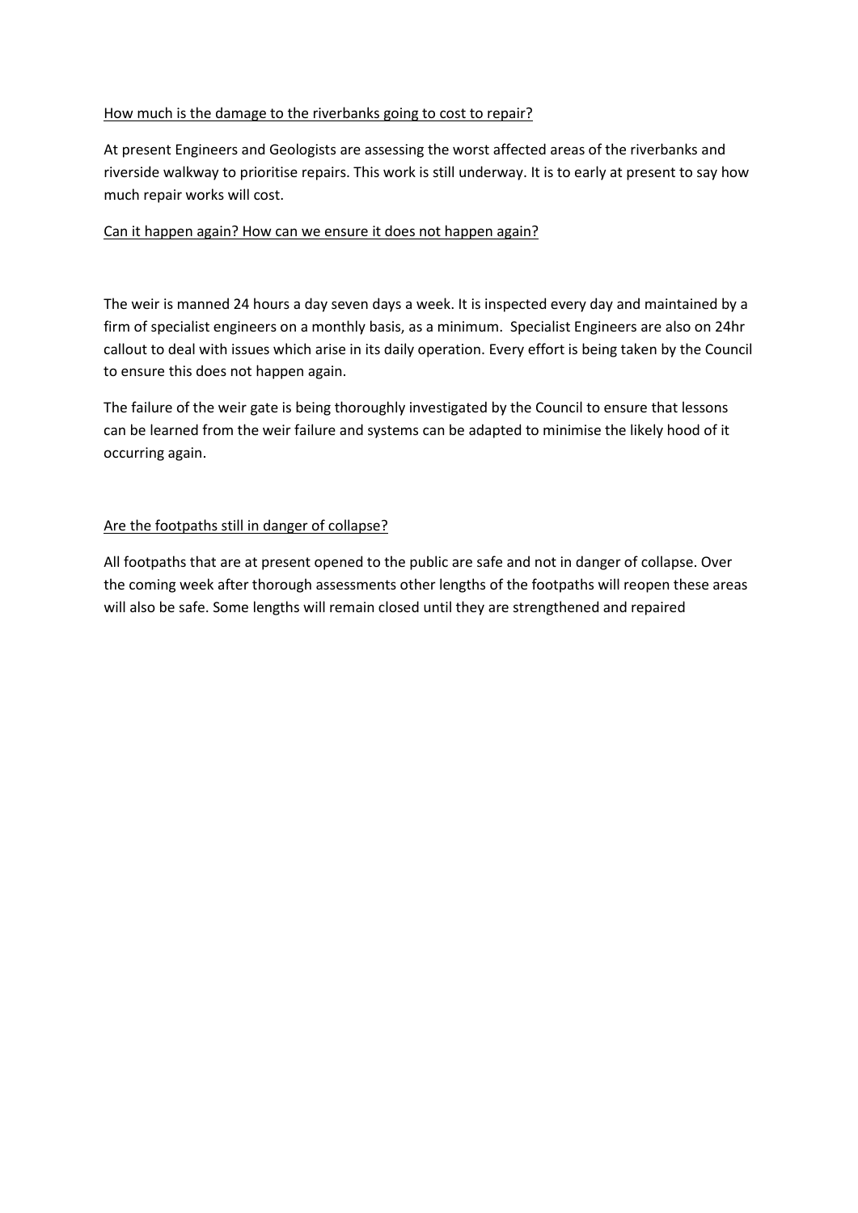<u>How much is the damage to the riverbanks going to cost to repair?</u>

At present Engineers and Geologists are assessing the worst affected areas of the riverbanks and riverside walkway to prioritise repairs. This work is still underway. It is to early at present to say how much repair works will cost.

<u>Can it happen again? How can we ensure it does not happen again?</u>

The weir is manned 24 hours a day seven days a week. It is inspected every day and maintained by a firm of specialist engineers on a monthly basis, as a minimum. Specialist Engineers are also on 24hr callout to deal with issues which arise in its daily operation. Every effort is being taken by the Council to ensure this does not happen again.

The failure of the weir gate is being thoroughly investigated by the Council to ensure that lessons can be learned from the weir failure and systems can be adapted to minimise the likely hood of it occurring again.

<u>Are the footpaths still in danger of collapse?</u>

All footpaths that are at present opened to the public are safe and not in danger of collapse. Over the coming week after thorough assessments other lengths of the footpaths will reopen these areas will also be safe. Some lengths will remain closed until they are strengthened and repaired